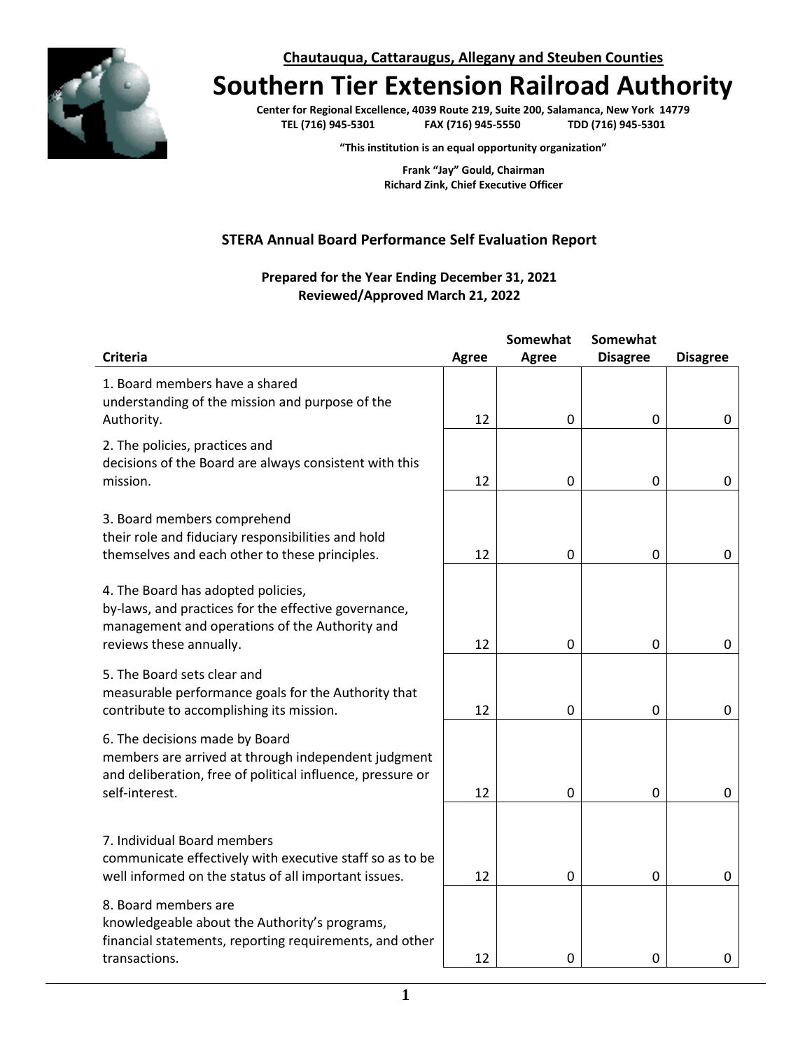**Chautauqua, Cattaraugus, Allegany and Steuben Counties**

# Southern Tier Extension Railroad Authority

**Center for Regional Excellence, 4039 Route 219, Suite 200, Salamanca, New York 14779**
**TEL (716) 945-5301 FAX (716) 945-5550 TDD (716) 945-5301**

**"This institution is an equal opportunity organization"**

**Frank "Jay" Gould, Chairman**
**Richard Zink, Chief Executive Officer**

## STERA Annual Board Performance Self Evaluation Report

**Prepared for the Year Ending December 31, 2021**
**Reviewed/Approved March 21, 2022**

| Criteria | Agree | Somewhat Agree | Somewhat Disagree | Disagree |
|---|---|---|---|---|
| 1. Board members have a shared understanding of the mission and purpose of the Authority. | 12 | 0 | 0 | 0 |
| 2. The policies, practices and decisions of the Board are always consistent with this mission. | 12 | 0 | 0 | 0 |
| 3. Board members comprehend their role and fiduciary responsibilities and hold themselves and each other to these principles. | 12 | 0 | 0 | 0 |
| 4. The Board has adopted policies, by-laws, and practices for the effective governance, management and operations of the Authority and reviews these annually. | 12 | 0 | 0 | 0 |
| 5. The Board sets clear and measurable performance goals for the Authority that contribute to accomplishing its mission. | 12 | 0 | 0 | 0 |
| 6. The decisions made by Board members are arrived at through independent judgment and deliberation, free of political influence, pressure or self-interest. | 12 | 0 | 0 | 0 |
| 7. Individual Board members communicate effectively with executive staff so as to be well informed on the status of all important issues. | 12 | 0 | 0 | 0 |
| 8. Board members are knowledgeable about the Authority's programs, financial statements, reporting requirements, and other transactions. | 12 | 0 | 0 | 0 |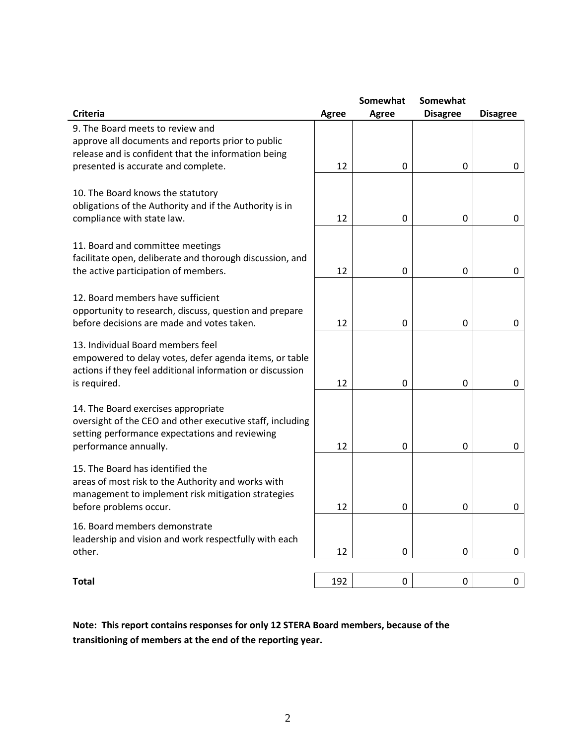| Criteria | Agree | Somewhat Agree | Somewhat Disagree | Disagree |
| --- | --- | --- | --- | --- |
| 9. The Board meets to review and approve all documents and reports prior to public release and is confident that the information being presented is accurate and complete. | 12 | 0 | 0 | 0 |
| 10. The Board knows the statutory obligations of the Authority and if the Authority is in compliance with state law. | 12 | 0 | 0 | 0 |
| 11. Board and committee meetings facilitate open, deliberate and thorough discussion, and the active participation of members. | 12 | 0 | 0 | 0 |
| 12. Board members have sufficient opportunity to research, discuss, question and prepare before decisions are made and votes taken. | 12 | 0 | 0 | 0 |
| 13. Individual Board members feel empowered to delay votes, defer agenda items, or table actions if they feel additional information or discussion is required. | 12 | 0 | 0 | 0 |
| 14. The Board exercises appropriate oversight of the CEO and other executive staff, including setting performance expectations and reviewing performance annually. | 12 | 0 | 0 | 0 |
| 15. The Board has identified the areas of most risk to the Authority and works with management to implement risk mitigation strategies before problems occur. | 12 | 0 | 0 | 0 |
| 16. Board members demonstrate leadership and vision and work respectfully with each other. | 12 | 0 | 0 | 0 |
| **Total** | 192 | 0 | 0 | 0 |

**Note: This report contains responses for only 12 STERA Board members, because of the transitioning of members at the end of the reporting year.**